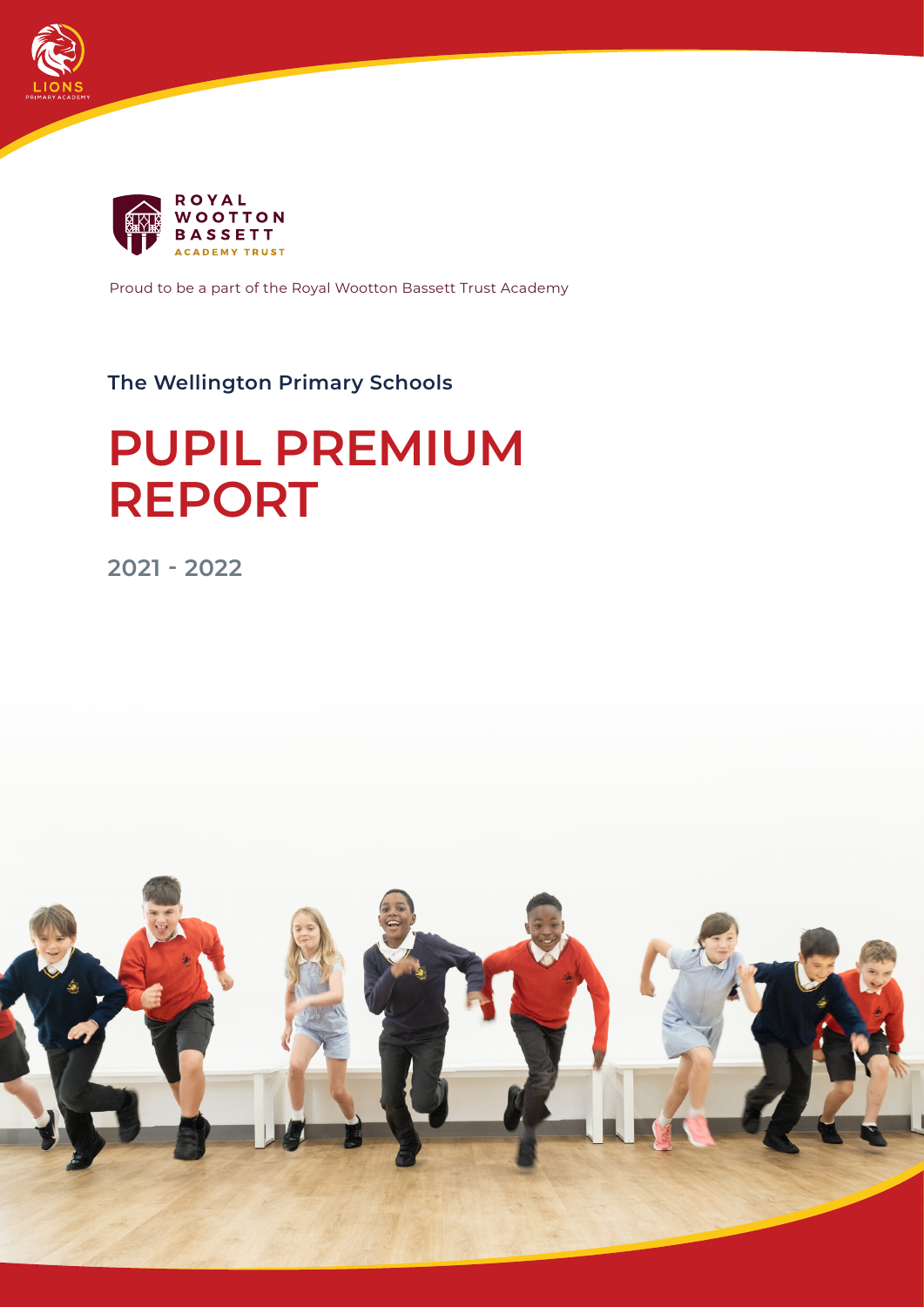LIONS
PRIMARY ACADEMY

ROYAL
WOOTTON
BASSETT
ACADEMY TRUST

Proud to be a part of the Royal Wootton Bassett Trust Academy

**The Wellington Primary Schools**

# PUPIL PREMIUM REPORT

## 2021 - 2022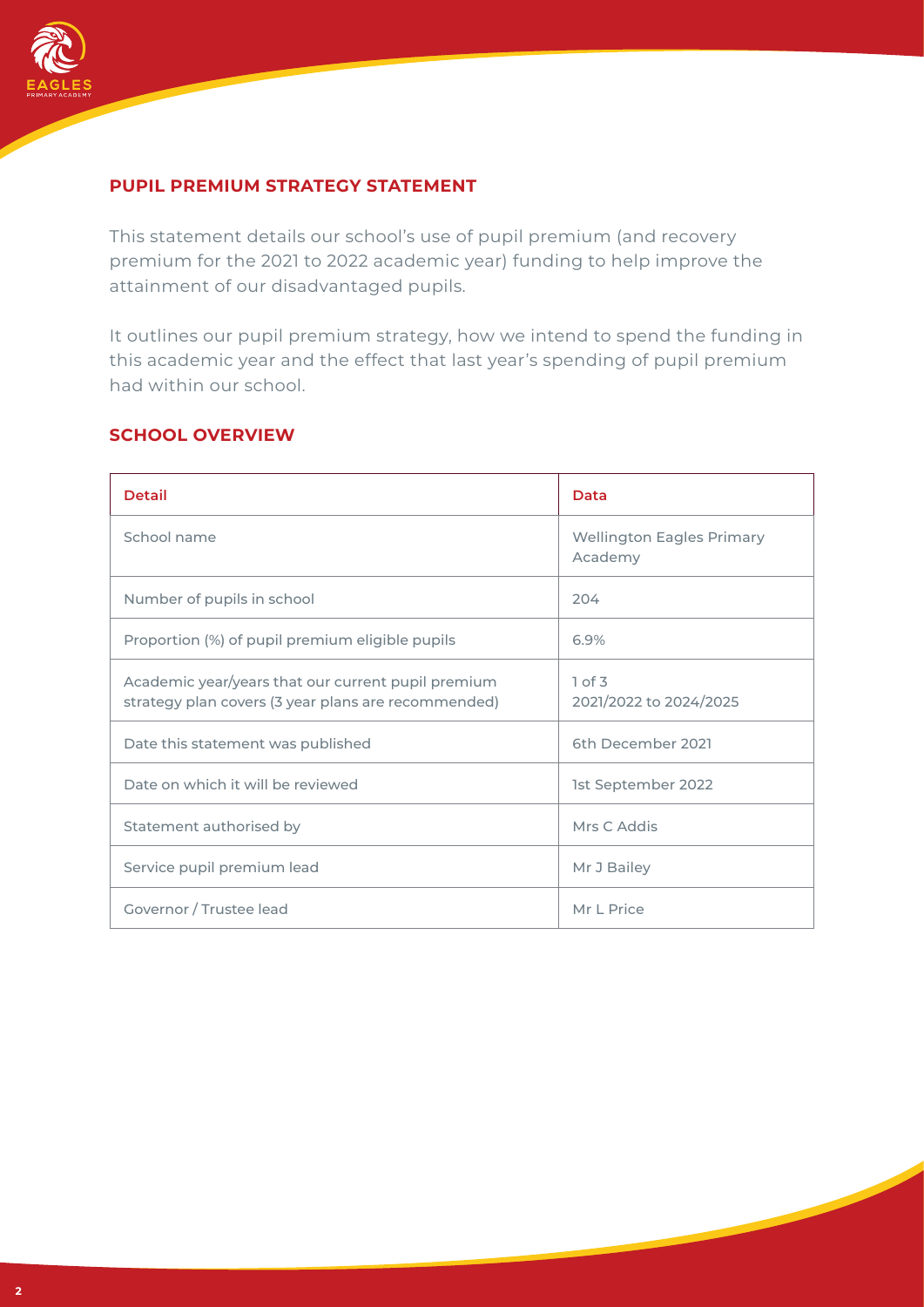## PUPIL PREMIUM STRATEGY STATEMENT

This statement details our school's use of pupil premium (and recovery premium for the 2021 to 2022 academic year) funding to help improve the attainment of our disadvantaged pupils.

It outlines our pupil premium strategy, how we intend to spend the funding in this academic year and the effect that last year's spending of pupil premium had within our school.

## SCHOOL OVERVIEW

| Detail | Data |
|---|---|
| School name | Wellington Eagles Primary Academy |
| Number of pupils in school | 204 |
| Proportion (%) of pupil premium eligible pupils | 6.9% |
| Academic year/years that our current pupil premium strategy plan covers (3 year plans are recommended) | 1 of 3<br>2021/2022 to 2024/2025 |
| Date this statement was published | 6th December 2021 |
| Date on which it will be reviewed | 1st September 2022 |
| Statement authorised by | Mrs C Addis |
| Service pupil premium lead | Mr J Bailey |
| Governor / Trustee lead | Mr L Price |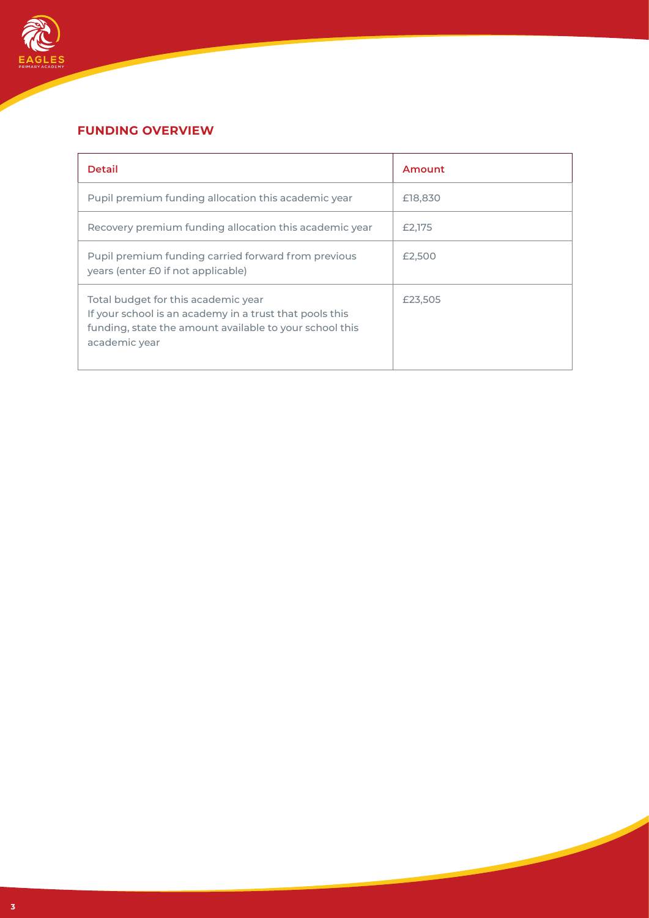## FUNDING OVERVIEW

| Detail | Amount |
| --- | --- |
| Pupil premium funding allocation this academic year | £18,830 |
| Recovery premium funding allocation this academic year | £2,175 |
| Pupil premium funding carried forward from previous years (enter £0 if not applicable) | £2,500 |
| Total budget for this academic year<br>If your school is an academy in a trust that pools this funding, state the amount available to your school this academic year | £23,505 |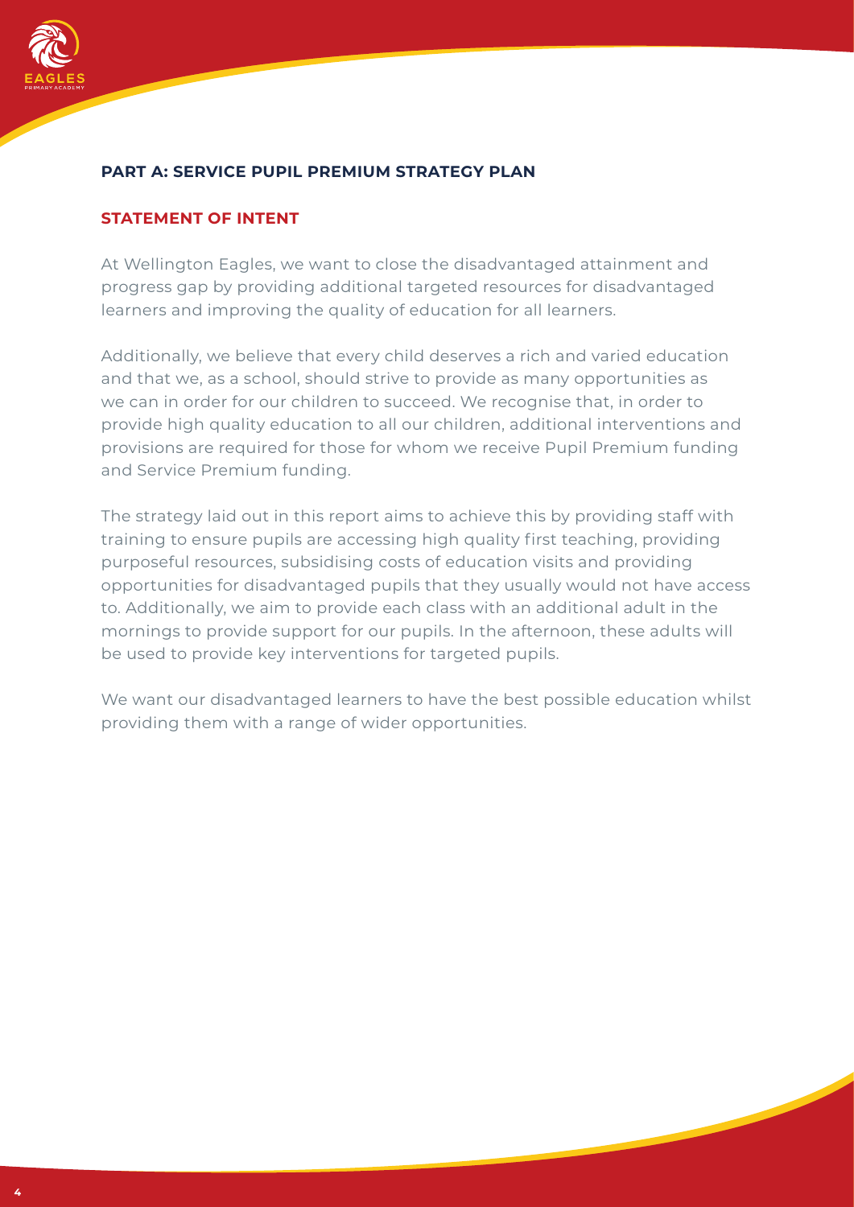## PART A: SERVICE PUPIL PREMIUM STRATEGY PLAN

### STATEMENT OF INTENT

At Wellington Eagles, we want to close the disadvantaged attainment and progress gap by providing additional targeted resources for disadvantaged learners and improving the quality of education for all learners.

Additionally, we believe that every child deserves a rich and varied education and that we, as a school, should strive to provide as many opportunities as we can in order for our children to succeed. We recognise that, in order to provide high quality education to all our children, additional interventions and provisions are required for those for whom we receive Pupil Premium funding and Service Premium funding.

The strategy laid out in this report aims to achieve this by providing staff with training to ensure pupils are accessing high quality first teaching, providing purposeful resources, subsidising costs of education visits and providing opportunities for disadvantaged pupils that they usually would not have access to. Additionally, we aim to provide each class with an additional adult in the mornings to provide support for our pupils. In the afternoon, these adults will be used to provide key interventions for targeted pupils.

We want our disadvantaged learners to have the best possible education whilst providing them with a range of wider opportunities.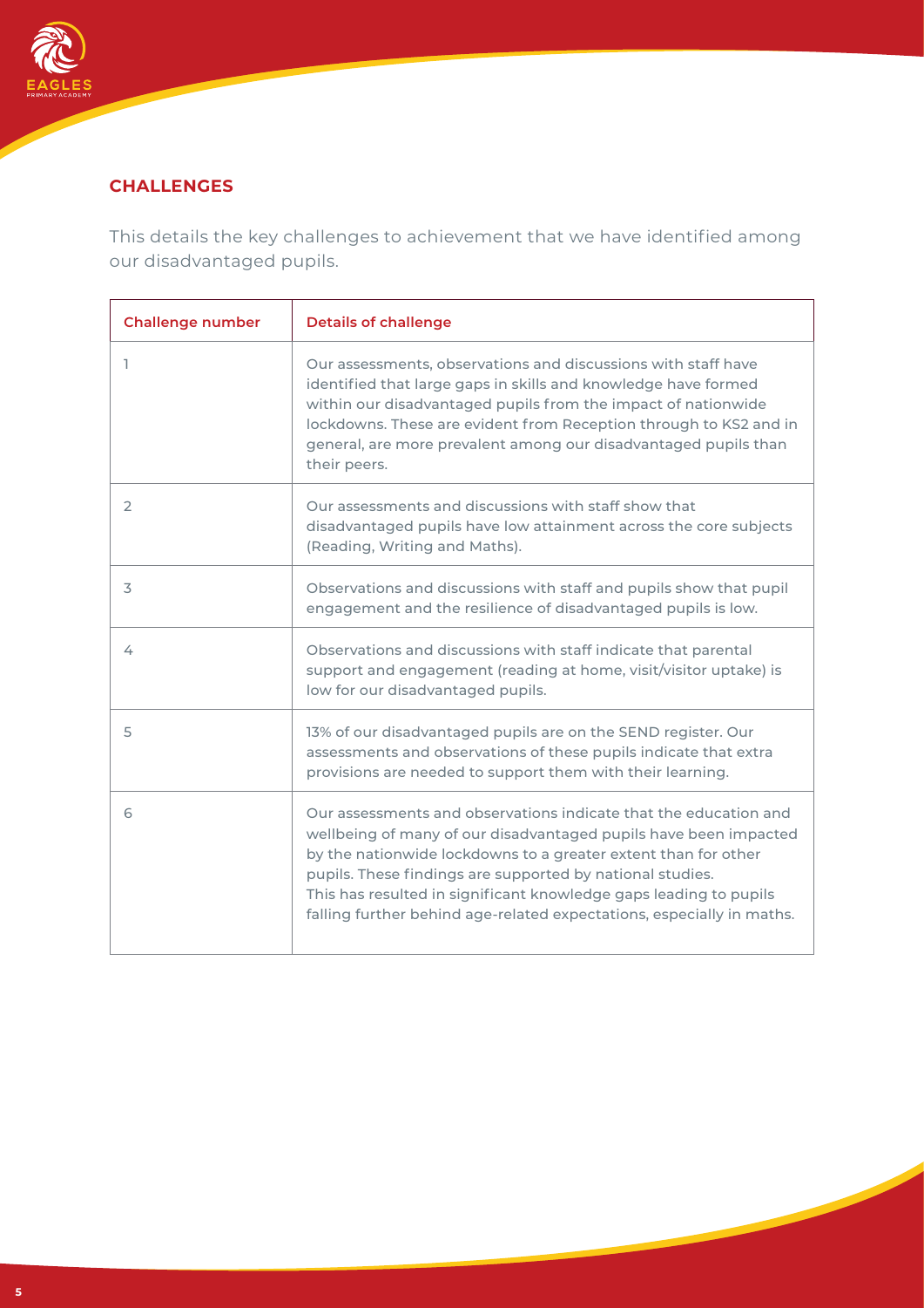## CHALLENGES

This details the key challenges to achievement that we have identified among our disadvantaged pupils.

| Challenge number | Details of challenge |
| --- | --- |
| 1 | Our assessments, observations and discussions with staff have identified that large gaps in skills and knowledge have formed within our disadvantaged pupils from the impact of nationwide lockdowns. These are evident from Reception through to KS2 and in general, are more prevalent among our disadvantaged pupils than their peers. |
| 2 | Our assessments and discussions with staff show that disadvantaged pupils have low attainment across the core subjects (Reading, Writing and Maths). |
| 3 | Observations and discussions with staff and pupils show that pupil engagement and the resilience of disadvantaged pupils is low. |
| 4 | Observations and discussions with staff indicate that parental support and engagement (reading at home, visit/visitor uptake) is low for our disadvantaged pupils. |
| 5 | 13% of our disadvantaged pupils are on the SEND register. Our assessments and observations of these pupils indicate that extra provisions are needed to support them with their learning. |
| 6 | Our assessments and observations indicate that the education and wellbeing of many of our disadvantaged pupils have been impacted by the nationwide lockdowns to a greater extent than for other pupils. These findings are supported by national studies. This has resulted in significant knowledge gaps leading to pupils falling further behind age-related expectations, especially in maths. |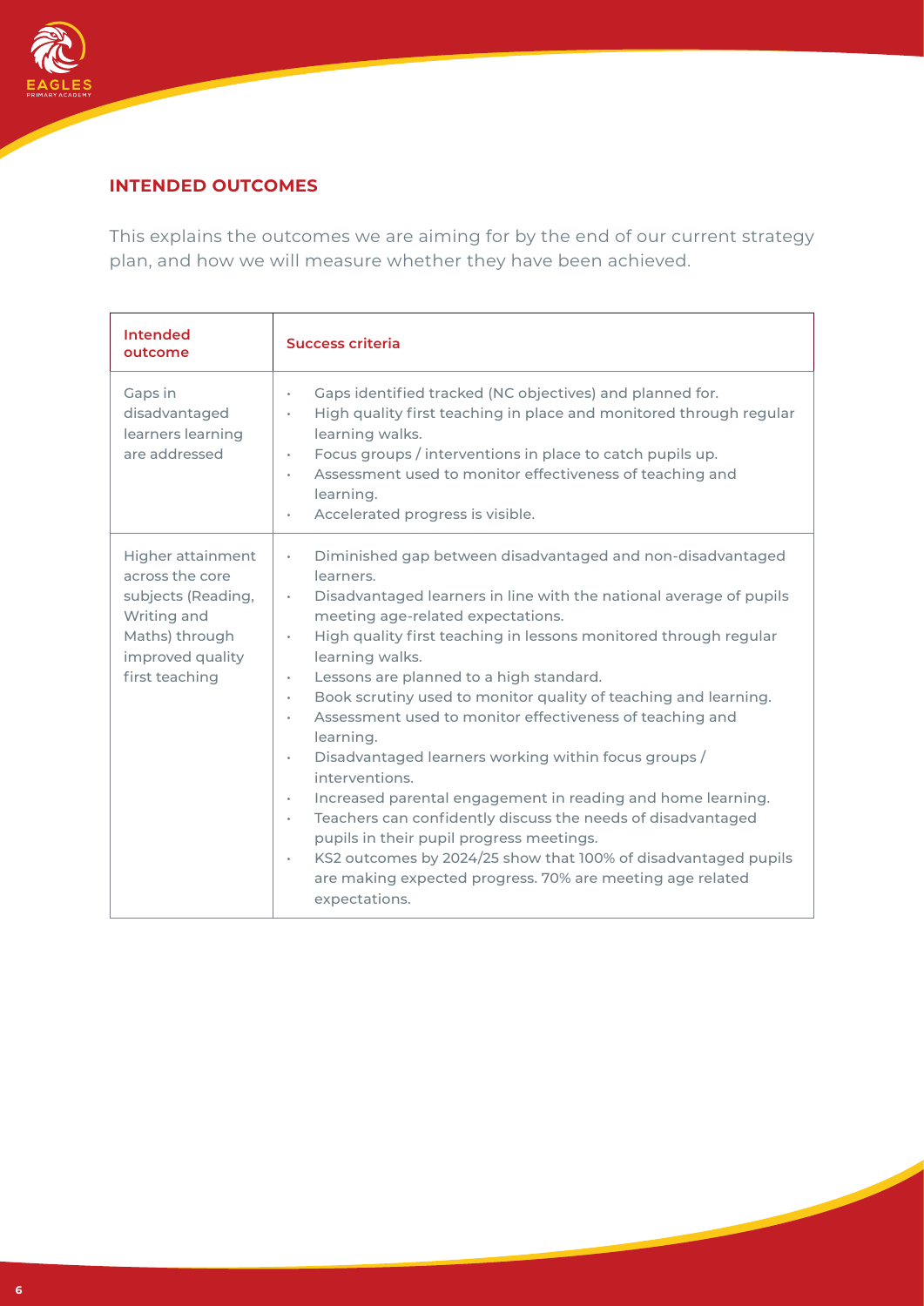## INTENDED OUTCOMES

This explains the outcomes we are aiming for by the end of our current strategy plan, and how we will measure whether they have been achieved.

| Intended outcome | Success criteria |
|---|---|
| Gaps in disadvantaged learners learning are addressed | • Gaps identified tracked (NC objectives) and planned for.<br>• High quality first teaching in place and monitored through regular learning walks.<br>• Focus groups / interventions in place to catch pupils up.<br>• Assessment used to monitor effectiveness of teaching and learning.<br>• Accelerated progress is visible. |
| Higher attainment across the core subjects (Reading, Writing and Maths) through improved quality first teaching | • Diminished gap between disadvantaged and non-disadvantaged learners.<br>• Disadvantaged learners in line with the national average of pupils meeting age-related expectations.<br>• High quality first teaching in lessons monitored through regular learning walks.<br>• Lessons are planned to a high standard.<br>• Book scrutiny used to monitor quality of teaching and learning.<br>• Assessment used to monitor effectiveness of teaching and learning.<br>• Disadvantaged learners working within focus groups / interventions.<br>• Increased parental engagement in reading and home learning.<br>• Teachers can confidently discuss the needs of disadvantaged pupils in their pupil progress meetings.<br>• KS2 outcomes by 2024/25 show that 100% of disadvantaged pupils are making expected progress. 70% are meeting age related expectations. |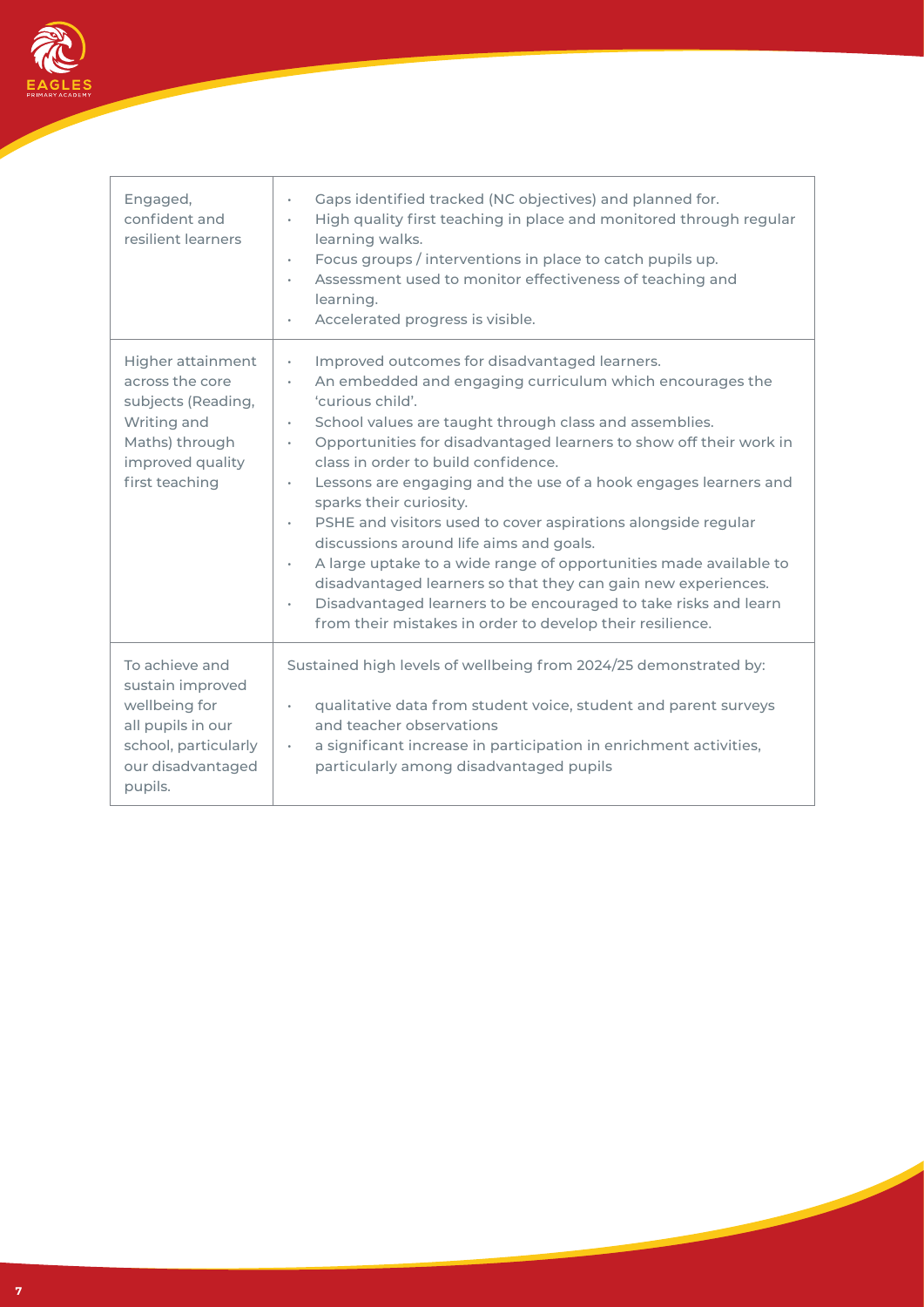| | |
|---|---|
| Engaged, confident and resilient learners | • Gaps identified tracked (NC objectives) and planned for.<br>• High quality first teaching in place and monitored through regular learning walks.<br>• Focus groups / interventions in place to catch pupils up.<br>• Assessment used to monitor effectiveness of teaching and learning.<br>• Accelerated progress is visible. |
| Higher attainment across the core subjects (Reading, Writing and Maths) through improved quality first teaching | • Improved outcomes for disadvantaged learners.<br>• An embedded and engaging curriculum which encourages the 'curious child'.<br>• School values are taught through class and assemblies.<br>• Opportunities for disadvantaged learners to show off their work in class in order to build confidence.<br>• Lessons are engaging and the use of a hook engages learners and sparks their curiosity.<br>• PSHE and visitors used to cover aspirations alongside regular discussions around life aims and goals.<br>• A large uptake to a wide range of opportunities made available to disadvantaged learners so that they can gain new experiences.<br>• Disadvantaged learners to be encouraged to take risks and learn from their mistakes in order to develop their resilience. |
| To achieve and sustain improved wellbeing for all pupils in our school, particularly our disadvantaged pupils. | Sustained high levels of wellbeing from 2024/25 demonstrated by:<br>• qualitative data from student voice, student and parent surveys and teacher observations<br>• a significant increase in participation in enrichment activities, particularly among disadvantaged pupils |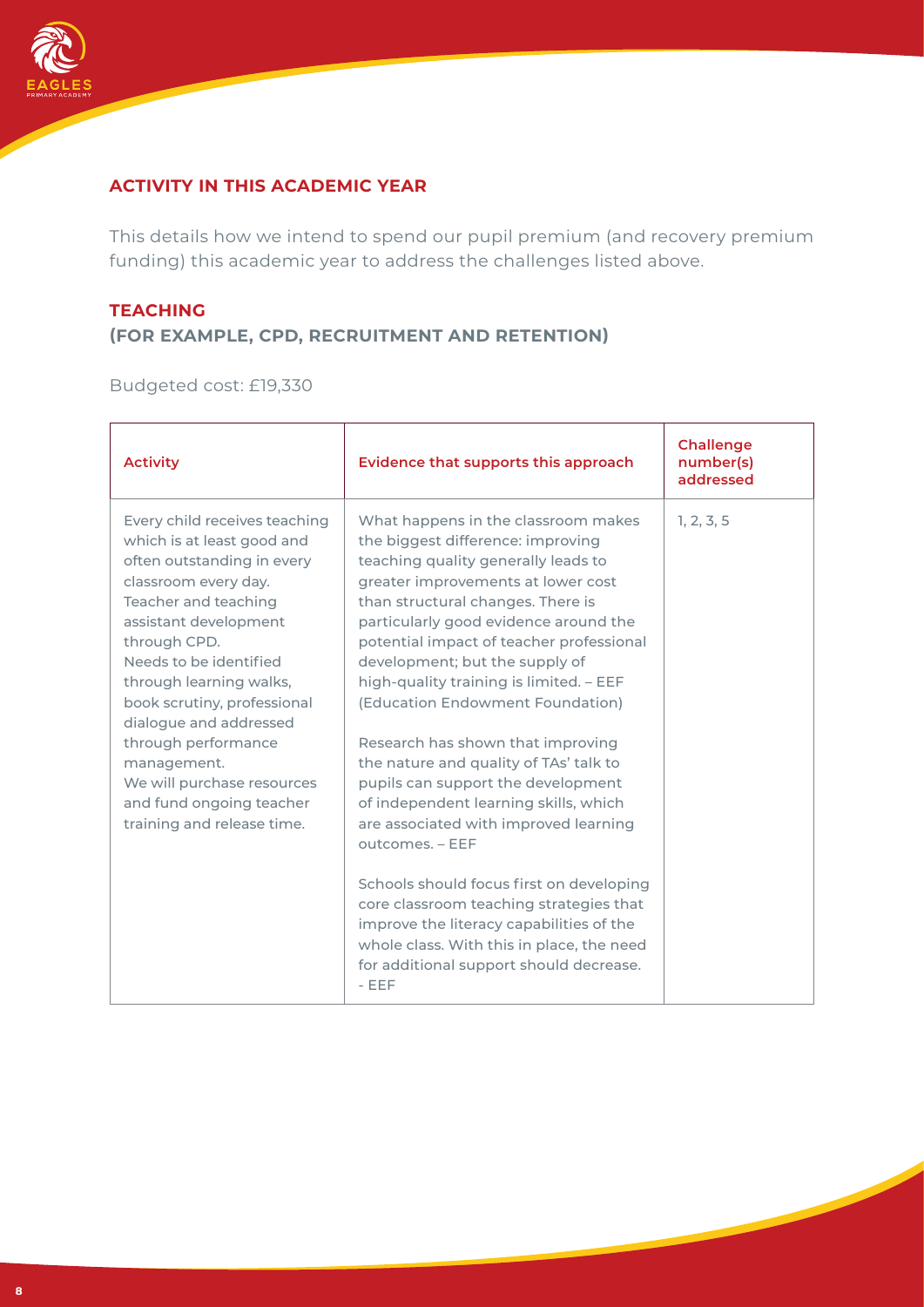## ACTIVITY IN THIS ACADEMIC YEAR

This details how we intend to spend our pupil premium (and recovery premium funding) this academic year to address the challenges listed above.

### TEACHING
### (FOR EXAMPLE, CPD, RECRUITMENT AND RETENTION)

Budgeted cost: £19,330

| Activity | Evidence that supports this approach | Challenge number(s) addressed |
| --- | --- | --- |
| Every child receives teaching which is at least good and often outstanding in every classroom every day.<br>Teacher and teaching assistant development through CPD.<br>Needs to be identified through learning walks, book scrutiny, professional dialogue and addressed through performance management.<br>We will purchase resources and fund ongoing teacher training and release time. | What happens in the classroom makes the biggest difference: improving teaching quality generally leads to greater improvements at lower cost than structural changes. There is particularly good evidence around the potential impact of teacher professional development; but the supply of high-quality training is limited. – EEF (Education Endowment Foundation)<br><br>Research has shown that improving the nature and quality of TAs' talk to pupils can support the development of independent learning skills, which are associated with improved learning outcomes. – EEF<br><br>Schools should focus first on developing core classroom teaching strategies that improve the literacy capabilities of the whole class. With this in place, the need for additional support should decrease. - EEF | 1, 2, 3, 5 |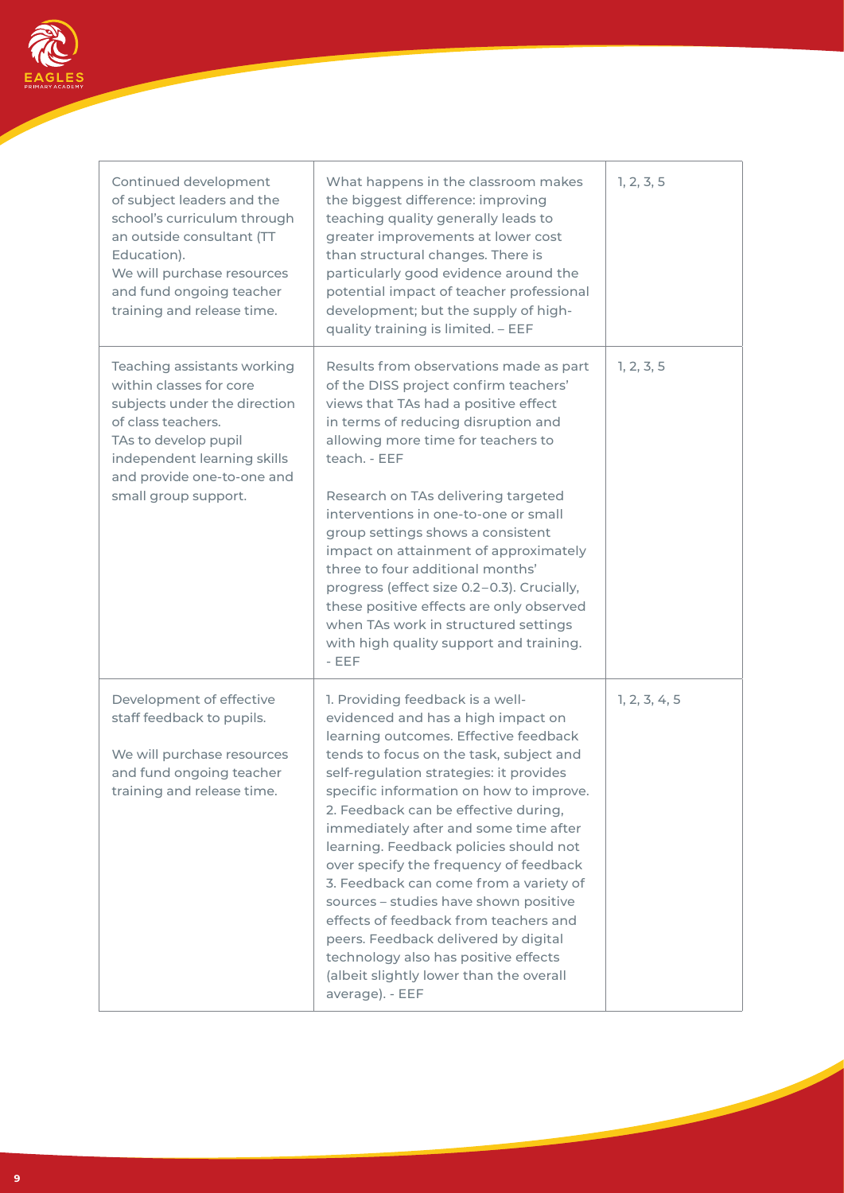| | | |
|---|---|---|
| Continued development of subject leaders and the school's curriculum through an outside consultant (TT Education).<br>We will purchase resources and fund ongoing teacher training and release time. | What happens in the classroom makes the biggest difference: improving teaching quality generally leads to greater improvements at lower cost than structural changes. There is particularly good evidence around the potential impact of teacher professional development; but the supply of high-quality training is limited. – EEF | 1, 2, 3, 5 |
| Teaching assistants working within classes for core subjects under the direction of class teachers.<br>TAs to develop pupil independent learning skills and provide one-to-one and small group support. | Results from observations made as part of the DISS project confirm teachers' views that TAs had a positive effect in terms of reducing disruption and allowing more time for teachers to teach. - EEF<br><br>Research on TAs delivering targeted interventions in one-to-one or small group settings shows a consistent impact on attainment of approximately three to four additional months' progress (effect size 0.2–0.3). Crucially, these positive effects are only observed when TAs work in structured settings with high quality support and training. - EEF | 1, 2, 3, 5 |
| Development of effective staff feedback to pupils.<br><br>We will purchase resources and fund ongoing teacher training and release time. | 1. Providing feedback is a well-evidenced and has a high impact on learning outcomes. Effective feedback tends to focus on the task, subject and self-regulation strategies: it provides specific information on how to improve.<br>2. Feedback can be effective during, immediately after and some time after learning. Feedback policies should not over specify the frequency of feedback<br>3. Feedback can come from a variety of sources – studies have shown positive effects of feedback from teachers and peers. Feedback delivered by digital technology also has positive effects (albeit slightly lower than the overall average). - EEF | 1, 2, 3, 4, 5 |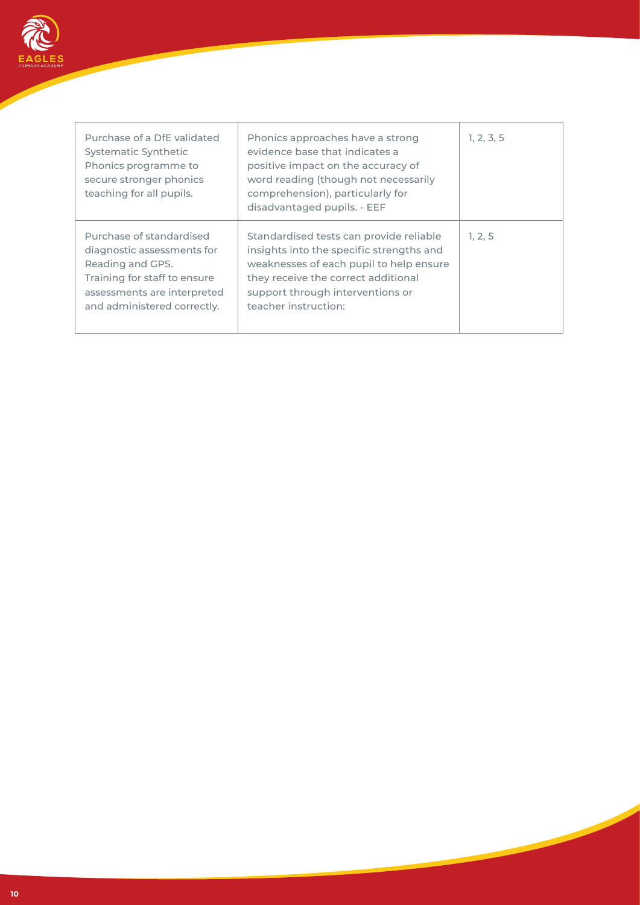| | | |
|---|---|---|
| Purchase of a DfE validated Systematic Synthetic Phonics programme to secure stronger phonics teaching for all pupils. | Phonics approaches have a strong evidence base that indicates a positive impact on the accuracy of word reading (though not necessarily comprehension), particularly for disadvantaged pupils. - EEF | 1, 2, 3, 5 |
| Purchase of standardised diagnostic assessments for Reading and GPS. Training for staff to ensure assessments are interpreted and administered correctly. | Standardised tests can provide reliable insights into the specific strengths and weaknesses of each pupil to help ensure they receive the correct additional support through interventions or teacher instruction: | 1, 2, 5 |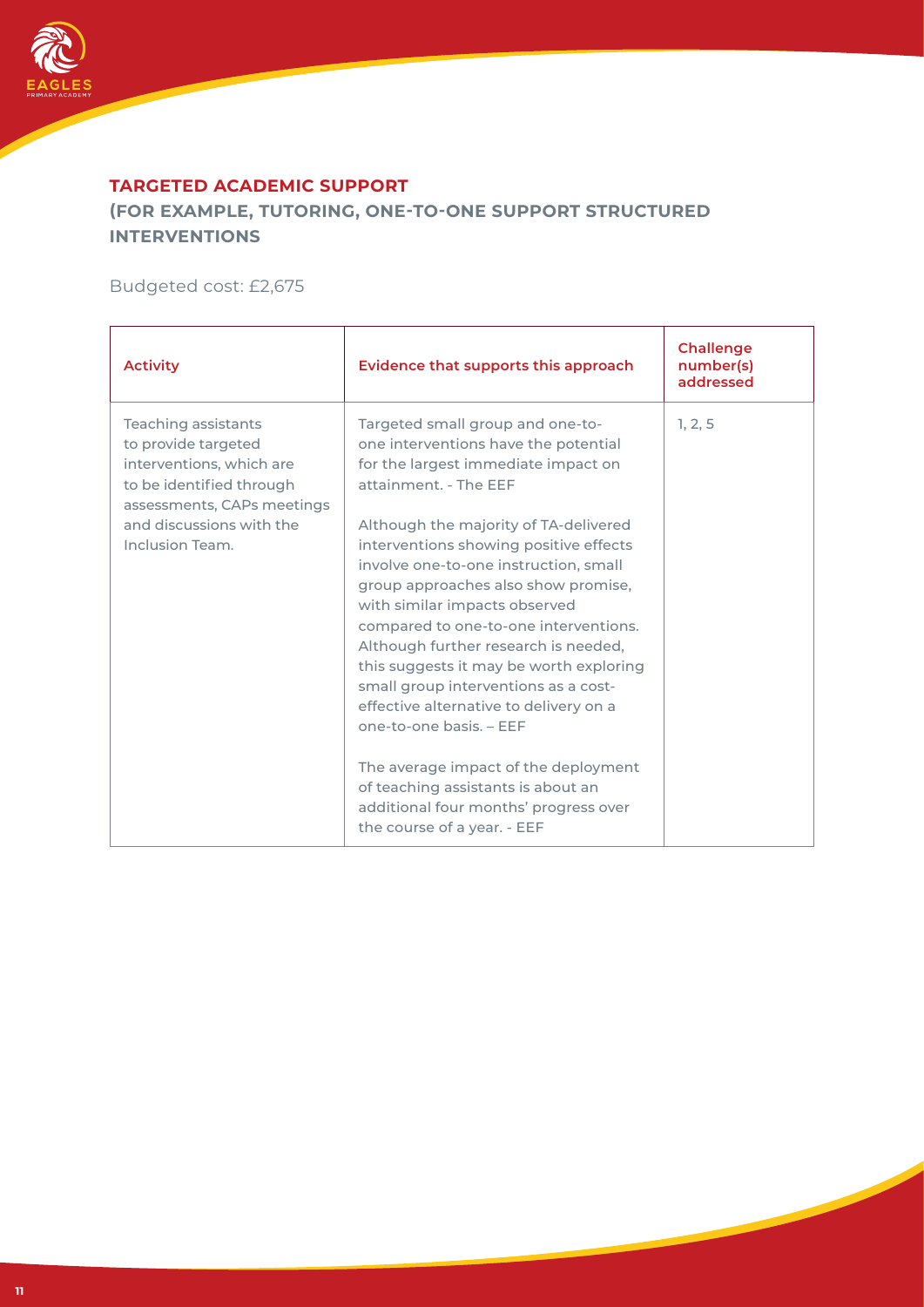## TARGETED ACADEMIC SUPPORT
## (FOR EXAMPLE, TUTORING, ONE-TO-ONE SUPPORT STRUCTURED INTERVENTIONS

Budgeted cost: £2,675

| Activity | Evidence that supports this approach | Challenge number(s) addressed |
|---|---|---|
| Teaching assistants to provide targeted interventions, which are to be identified through assessments, CAPs meetings and discussions with the Inclusion Team. | Targeted small group and one-to-one interventions have the potential for the largest immediate impact on attainment. - The EEF<br><br>Although the majority of TA-delivered interventions showing positive effects involve one-to-one instruction, small group approaches also show promise, with similar impacts observed compared to one-to-one interventions. Although further research is needed, this suggests it may be worth exploring small group interventions as a cost-effective alternative to delivery on a one-to-one basis. – EEF<br><br>The average impact of the deployment of teaching assistants is about an additional four months' progress over the course of a year. - EEF | 1, 2, 5 |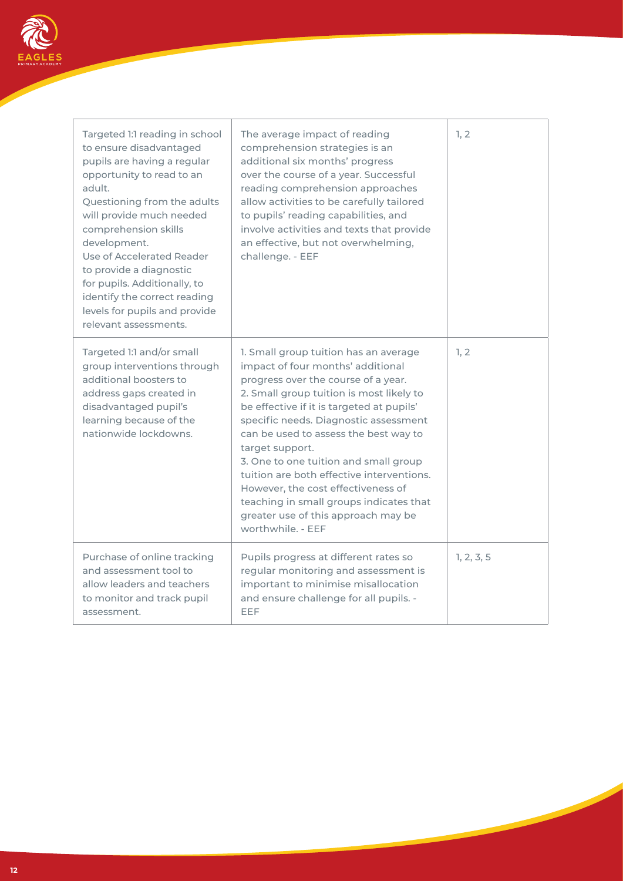| | | |
|---|---|---|
| Targeted 1:1 reading in school to ensure disadvantaged pupils are having a regular opportunity to read to an adult.<br>Questioning from the adults will provide much needed comprehension skills development.<br>Use of Accelerated Reader to provide a diagnostic for pupils. Additionally, to identify the correct reading levels for pupils and provide relevant assessments. | The average impact of reading comprehension strategies is an additional six months' progress over the course of a year. Successful reading comprehension approaches allow activities to be carefully tailored to pupils' reading capabilities, and involve activities and texts that provide an effective, but not overwhelming, challenge. - EEF | 1, 2 |
| Targeted 1:1 and/or small group interventions through additional boosters to address gaps created in disadvantaged pupil's learning because of the nationwide lockdowns. | 1. Small group tuition has an average impact of four months' additional progress over the course of a year.<br>2. Small group tuition is most likely to be effective if it is targeted at pupils' specific needs. Diagnostic assessment can be used to assess the best way to target support.<br>3. One to one tuition and small group tuition are both effective interventions. However, the cost effectiveness of teaching in small groups indicates that greater use of this approach may be worthwhile. - EEF | 1, 2 |
| Purchase of online tracking and assessment tool to allow leaders and teachers to monitor and track pupil assessment. | Pupils progress at different rates so regular monitoring and assessment is important to minimise misallocation and ensure challenge for all pupils. - EEF | 1, 2, 3, 5 |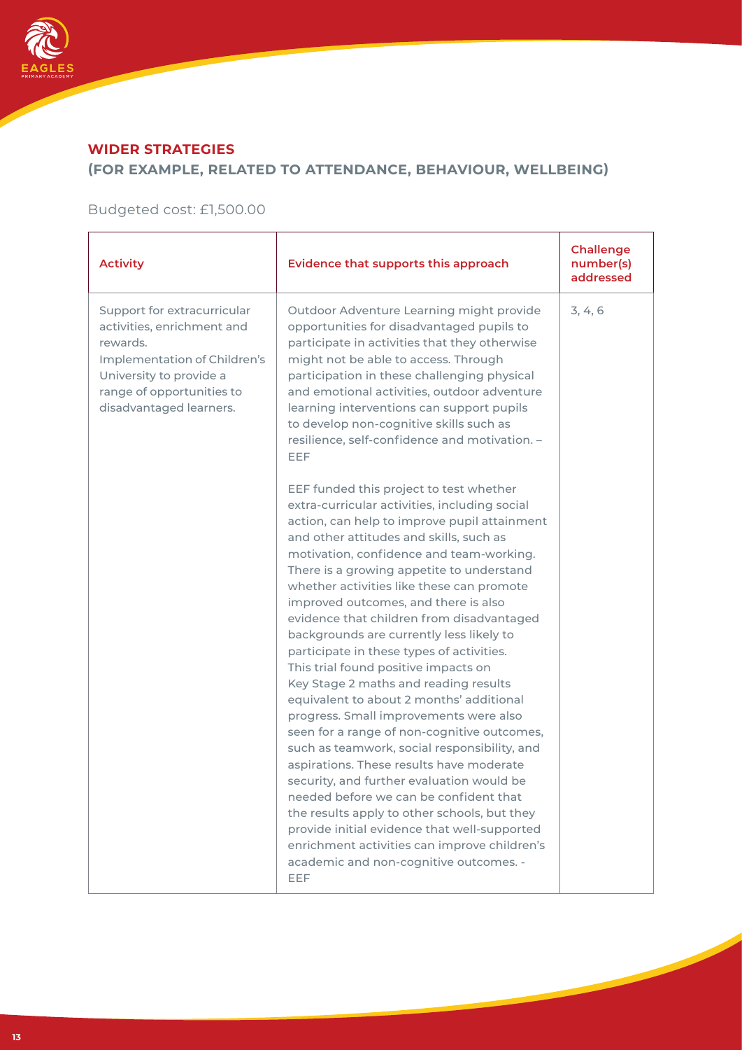## WIDER STRATEGIES
## (FOR EXAMPLE, RELATED TO ATTENDANCE, BEHAVIOUR, WELLBEING)

Budgeted cost: £1,500.00

| Activity | Evidence that supports this approach | Challenge number(s) addressed |
|---|---|---|
| Support for extracurricular activities, enrichment and rewards.<br>Implementation of Children's University to provide a range of opportunities to disadvantaged learners. | Outdoor Adventure Learning might provide opportunities for disadvantaged pupils to participate in activities that they otherwise might not be able to access. Through participation in these challenging physical and emotional activities, outdoor adventure learning interventions can support pupils to develop non-cognitive skills such as resilience, self-confidence and motivation. – EEF<br><br>EEF funded this project to test whether extra-curricular activities, including social action, can help to improve pupil attainment and other attitudes and skills, such as motivation, confidence and team-working. There is a growing appetite to understand whether activities like these can promote improved outcomes, and there is also evidence that children from disadvantaged backgrounds are currently less likely to participate in these types of activities. This trial found positive impacts on Key Stage 2 maths and reading results equivalent to about 2 months' additional progress. Small improvements were also seen for a range of non-cognitive outcomes, such as teamwork, social responsibility, and aspirations. These results have moderate security, and further evaluation would be needed before we can be confident that the results apply to other schools, but they provide initial evidence that well-supported enrichment activities can improve children's academic and non-cognitive outcomes. - EEF | 3, 4, 6 |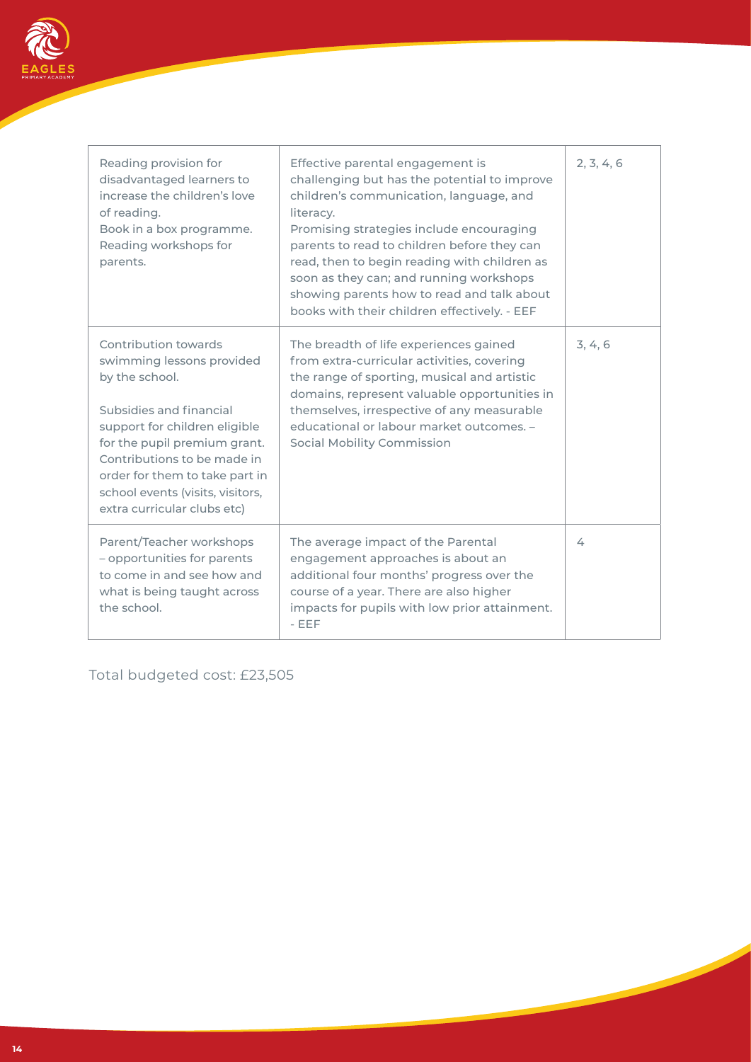| | | |
|---|---|---|
| Reading provision for disadvantaged learners to increase the children's love of reading.<br>Book in a box programme.<br>Reading workshops for parents. | Effective parental engagement is challenging but has the potential to improve children's communication, language, and literacy.<br>Promising strategies include encouraging parents to read to children before they can read, then to begin reading with children as soon as they can; and running workshops showing parents how to read and talk about books with their children effectively. - EEF | 2, 3, 4, 6 |
| Contribution towards swimming lessons provided by the school.<br><br>Subsidies and financial support for children eligible for the pupil premium grant. Contributions to be made in order for them to take part in school events (visits, visitors, extra curricular clubs etc) | The breadth of life experiences gained from extra-curricular activities, covering the range of sporting, musical and artistic domains, represent valuable opportunities in themselves, irrespective of any measurable educational or labour market outcomes. – Social Mobility Commission | 3, 4, 6 |
| Parent/Teacher workshops – opportunities for parents to come in and see how and what is being taught across the school. | The average impact of the Parental engagement approaches is about an additional four months' progress over the course of a year. There are also higher impacts for pupils with low prior attainment. - EEF | 4 |

Total budgeted cost: £23,505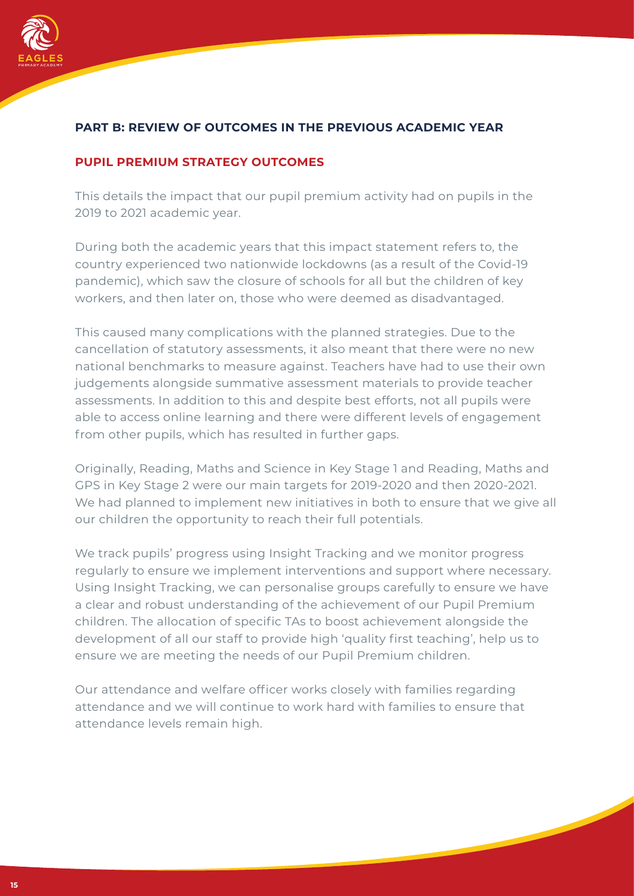## PART B: REVIEW OF OUTCOMES IN THE PREVIOUS ACADEMIC YEAR

### PUPIL PREMIUM STRATEGY OUTCOMES

This details the impact that our pupil premium activity had on pupils in the 2019 to 2021 academic year.

During both the academic years that this impact statement refers to, the country experienced two nationwide lockdowns (as a result of the Covid-19 pandemic), which saw the closure of schools for all but the children of key workers, and then later on, those who were deemed as disadvantaged.

This caused many complications with the planned strategies. Due to the cancellation of statutory assessments, it also meant that there were no new national benchmarks to measure against. Teachers have had to use their own judgements alongside summative assessment materials to provide teacher assessments. In addition to this and despite best efforts, not all pupils were able to access online learning and there were different levels of engagement from other pupils, which has resulted in further gaps.

Originally, Reading, Maths and Science in Key Stage 1 and Reading, Maths and GPS in Key Stage 2 were our main targets for 2019-2020 and then 2020-2021. We had planned to implement new initiatives in both to ensure that we give all our children the opportunity to reach their full potentials.

We track pupils' progress using Insight Tracking and we monitor progress regularly to ensure we implement interventions and support where necessary. Using Insight Tracking, we can personalise groups carefully to ensure we have a clear and robust understanding of the achievement of our Pupil Premium children. The allocation of specific TAs to boost achievement alongside the development of all our staff to provide high 'quality first teaching', help us to ensure we are meeting the needs of our Pupil Premium children.

Our attendance and welfare officer works closely with families regarding attendance and we will continue to work hard with families to ensure that attendance levels remain high.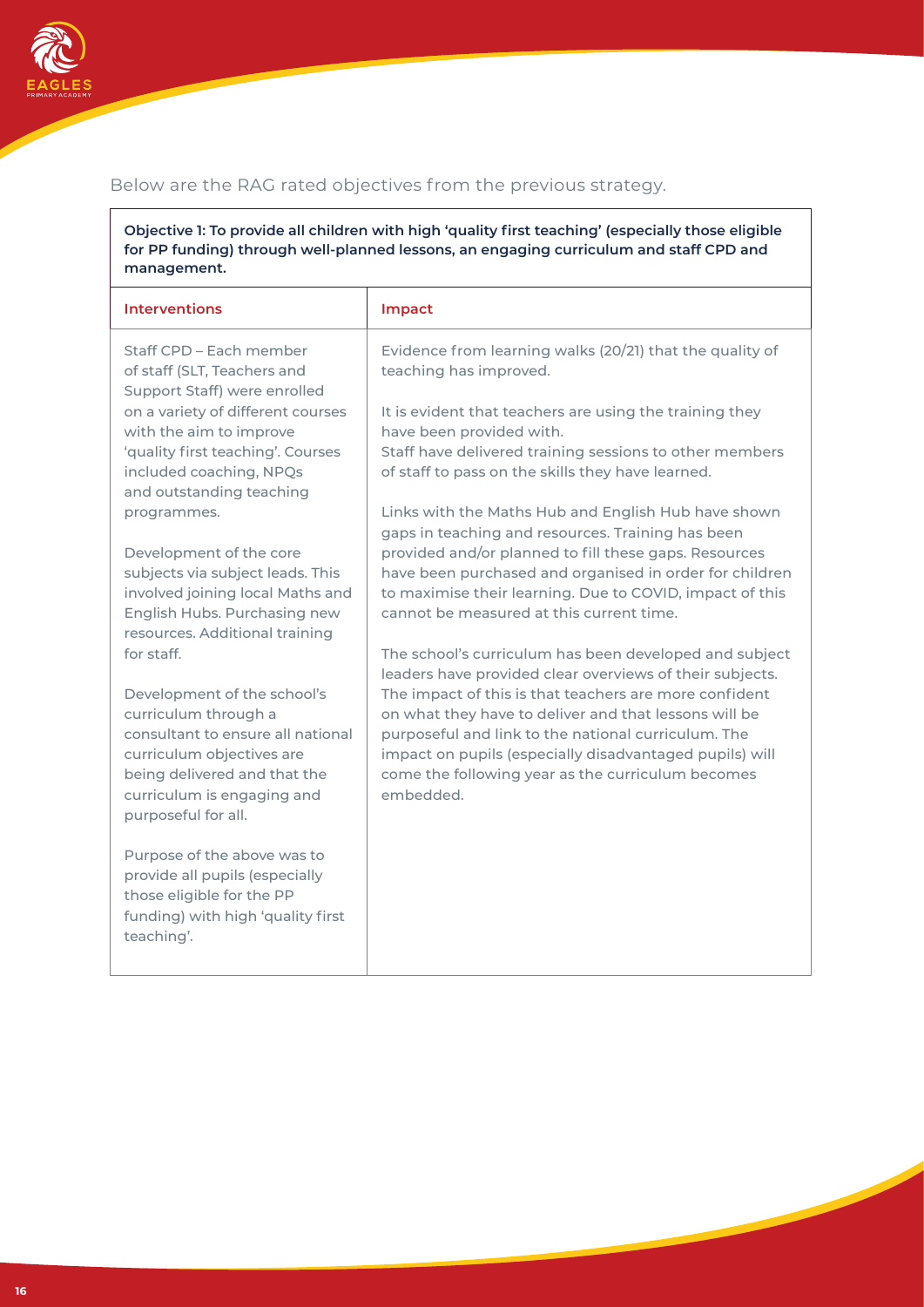Below are the RAG rated objectives from the previous strategy.

**Objective 1: To provide all children with high 'quality first teaching' (especially those eligible for PP funding) through well-planned lessons, an engaging curriculum and staff CPD and management.**

| Interventions | Impact |
| --- | --- |
| Staff CPD – Each member of staff (SLT, Teachers and Support Staff) were enrolled on a variety of different courses with the aim to improve 'quality first teaching'. Courses included coaching, NPQs and outstanding teaching programmes.<br><br>Development of the core subjects via subject leads. This involved joining local Maths and English Hubs. Purchasing new resources. Additional training for staff.<br><br>Development of the school's curriculum through a consultant to ensure all national curriculum objectives are being delivered and that the curriculum is engaging and purposeful for all.<br><br>Purpose of the above was to provide all pupils (especially those eligible for the PP funding) with high 'quality first teaching'. | Evidence from learning walks (20/21) that the quality of teaching has improved.<br><br>It is evident that teachers are using the training they have been provided with.<br>Staff have delivered training sessions to other members of staff to pass on the skills they have learned.<br><br>Links with the Maths Hub and English Hub have shown gaps in teaching and resources. Training has been provided and/or planned to fill these gaps. Resources have been purchased and organised in order for children to maximise their learning. Due to COVID, impact of this cannot be measured at this current time.<br><br>The school's curriculum has been developed and subject leaders have provided clear overviews of their subjects. The impact of this is that teachers are more confident on what they have to deliver and that lessons will be purposeful and link to the national curriculum. The impact on pupils (especially disadvantaged pupils) will come the following year as the curriculum becomes embedded. |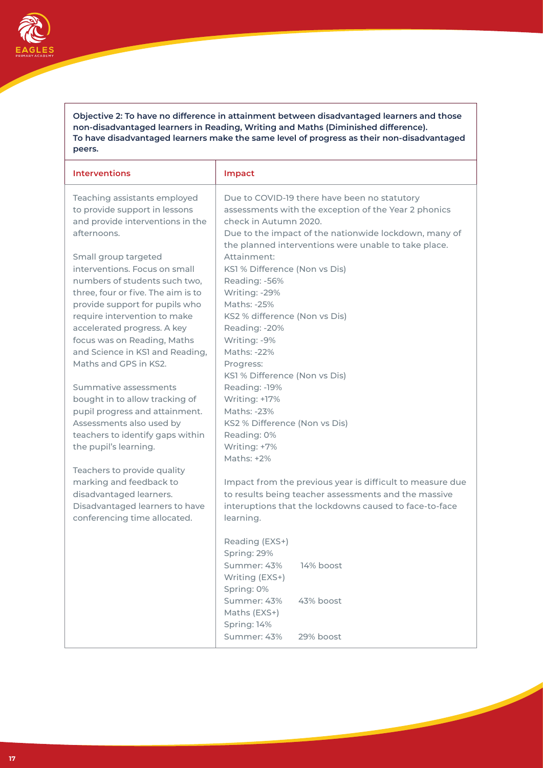**Objective 2: To have no difference in attainment between disadvantaged learners and those non-disadvantaged learners in Reading, Writing and Maths (Diminished difference). To have disadvantaged learners make the same level of progress as their non-disadvantaged peers.**

| Interventions | Impact |
|---|---|
| Teaching assistants employed to provide support in lessons and provide interventions in the afternoons.<br><br>Small group targeted interventions. Focus on small numbers of students such two, three, four or five. The aim is to provide support for pupils who require intervention to make accelerated progress. A key focus was on Reading, Maths and Science in KS1 and Reading, Maths and GPS in KS2.<br><br>Summative assessments bought in to allow tracking of pupil progress and attainment. Assessments also used by teachers to identify gaps within the pupil's learning.<br><br>Teachers to provide quality marking and feedback to disadvantaged learners. Disadvantaged learners to have conferencing time allocated. | Due to COVID-19 there have been no statutory assessments with the exception of the Year 2 phonics check in Autumn 2020.<br>Due to the impact of the nationwide lockdown, many of the planned interventions were unable to take place.<br>Attainment:<br>KS1 % Difference (Non vs Dis)<br>Reading: -56%<br>Writing: -29%<br>Maths: -25%<br>KS2 % difference (Non vs Dis)<br>Reading: -20%<br>Writing: -9%<br>Maths: -22%<br>Progress:<br>KS1 % Difference (Non vs Dis)<br>Reading: -19%<br>Writing: +17%<br>Maths: -23%<br>KS2 % Difference (Non vs Dis)<br>Reading: 0%<br>Writing: +7%<br>Maths: +2%<br><br>Impact from the previous year is difficult to measure due to results being teacher assessments and the massive interuptions that the lockdowns caused to face-to-face learning.<br><br>Reading (EXS+)<br>Spring: 29%<br>Summer: 43% 14% boost<br>Writing (EXS+)<br>Spring: 0%<br>Summer: 43% 43% boost<br>Maths (EXS+)<br>Spring: 14%<br>Summer: 43% 29% boost |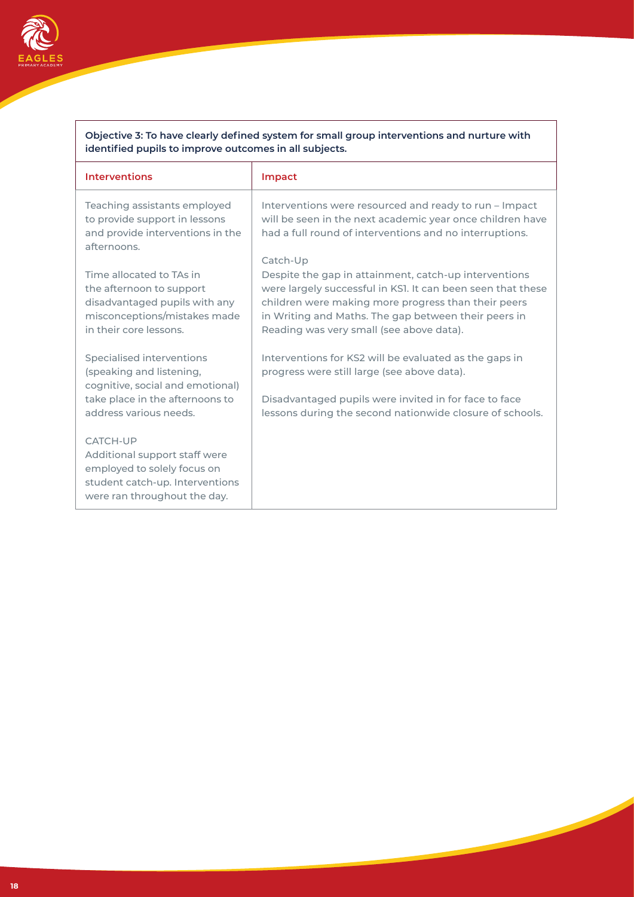| Objective 3: To have clearly defined system for small group interventions and nurture with identified pupils to improve outcomes in all subjects. | |
|---|---|
| **Interventions** | **Impact** |
| Teaching assistants employed to provide support in lessons and provide interventions in the afternoons.<br><br>Time allocated to TAs in the afternoon to support disadvantaged pupils with any misconceptions/mistakes made in their core lessons.<br><br>Specialised interventions (speaking and listening, cognitive, social and emotional) take place in the afternoons to address various needs.<br><br>CATCH-UP<br>Additional support staff were employed to solely focus on student catch-up. Interventions were ran throughout the day. | Interventions were resourced and ready to run – Impact will be seen in the next academic year once children have had a full round of interventions and no interruptions.<br><br>Catch-Up<br>Despite the gap in attainment, catch-up interventions were largely successful in KS1. It can been seen that these children were making more progress than their peers in Writing and Maths. The gap between their peers in Reading was very small (see above data).<br><br>Interventions for KS2 will be evaluated as the gaps in progress were still large (see above data).<br><br>Disadvantaged pupils were invited in for face to face lessons during the second nationwide closure of schools. |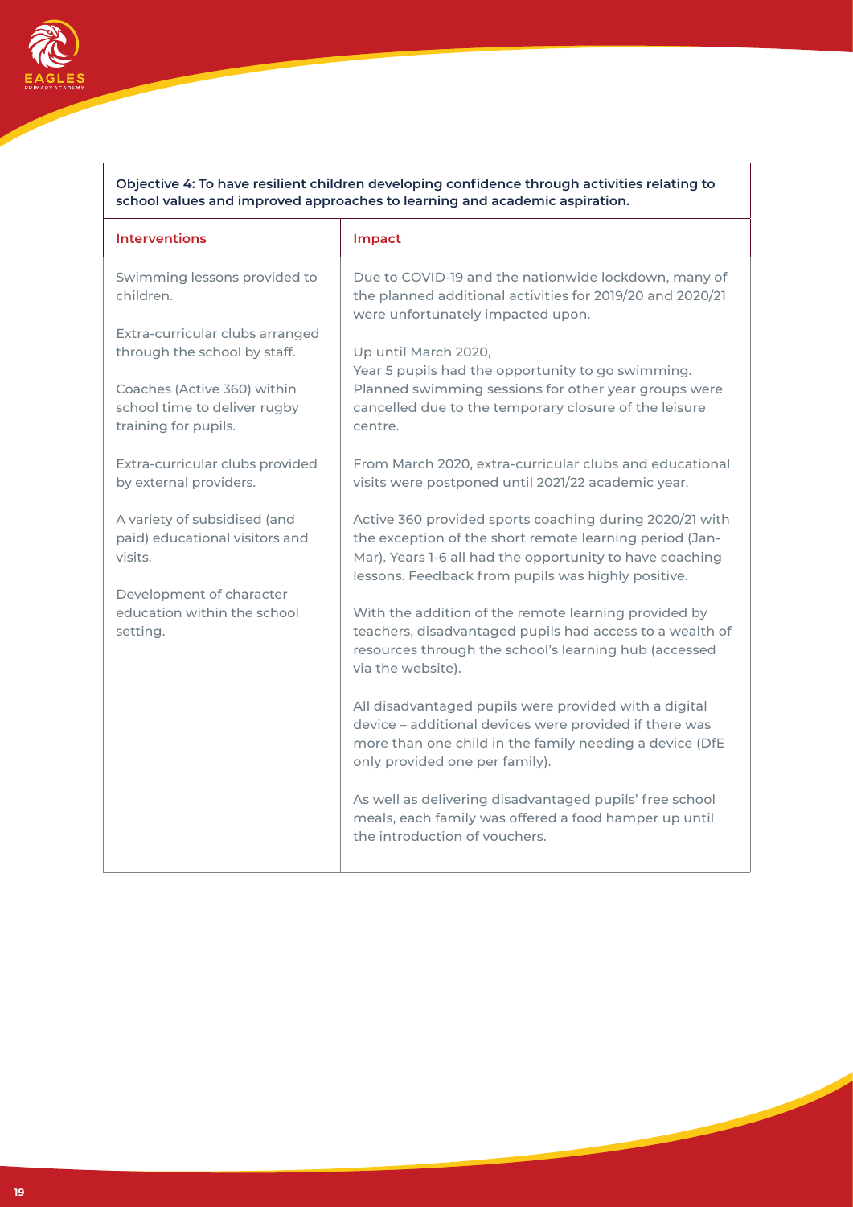| Objective 4: To have resilient children developing confidence through activities relating to school values and improved approaches to learning and academic aspiration. | |
|---|---|
| **Interventions** | **Impact** |
| Swimming lessons provided to children.<br><br>Extra-curricular clubs arranged through the school by staff.<br><br>Coaches (Active 360) within school time to deliver rugby training for pupils.<br><br>Extra-curricular clubs provided by external providers.<br><br>A variety of subsidised (and paid) educational visitors and visits.<br><br>Development of character education within the school setting. | Due to COVID-19 and the nationwide lockdown, many of the planned additional activities for 2019/20 and 2020/21 were unfortunately impacted upon.<br><br>Up until March 2020,<br>Year 5 pupils had the opportunity to go swimming. Planned swimming sessions for other year groups were cancelled due to the temporary closure of the leisure centre.<br><br>From March 2020, extra-curricular clubs and educational visits were postponed until 2021/22 academic year.<br><br>Active 360 provided sports coaching during 2020/21 with the exception of the short remote learning period (Jan-Mar). Years 1-6 all had the opportunity to have coaching lessons. Feedback from pupils was highly positive.<br><br>With the addition of the remote learning provided by teachers, disadvantaged pupils had access to a wealth of resources through the school's learning hub (accessed via the website).<br><br>All disadvantaged pupils were provided with a digital device – additional devices were provided if there was more than one child in the family needing a device (DfE only provided one per family).<br><br>As well as delivering disadvantaged pupils' free school meals, each family was offered a food hamper up until the introduction of vouchers. |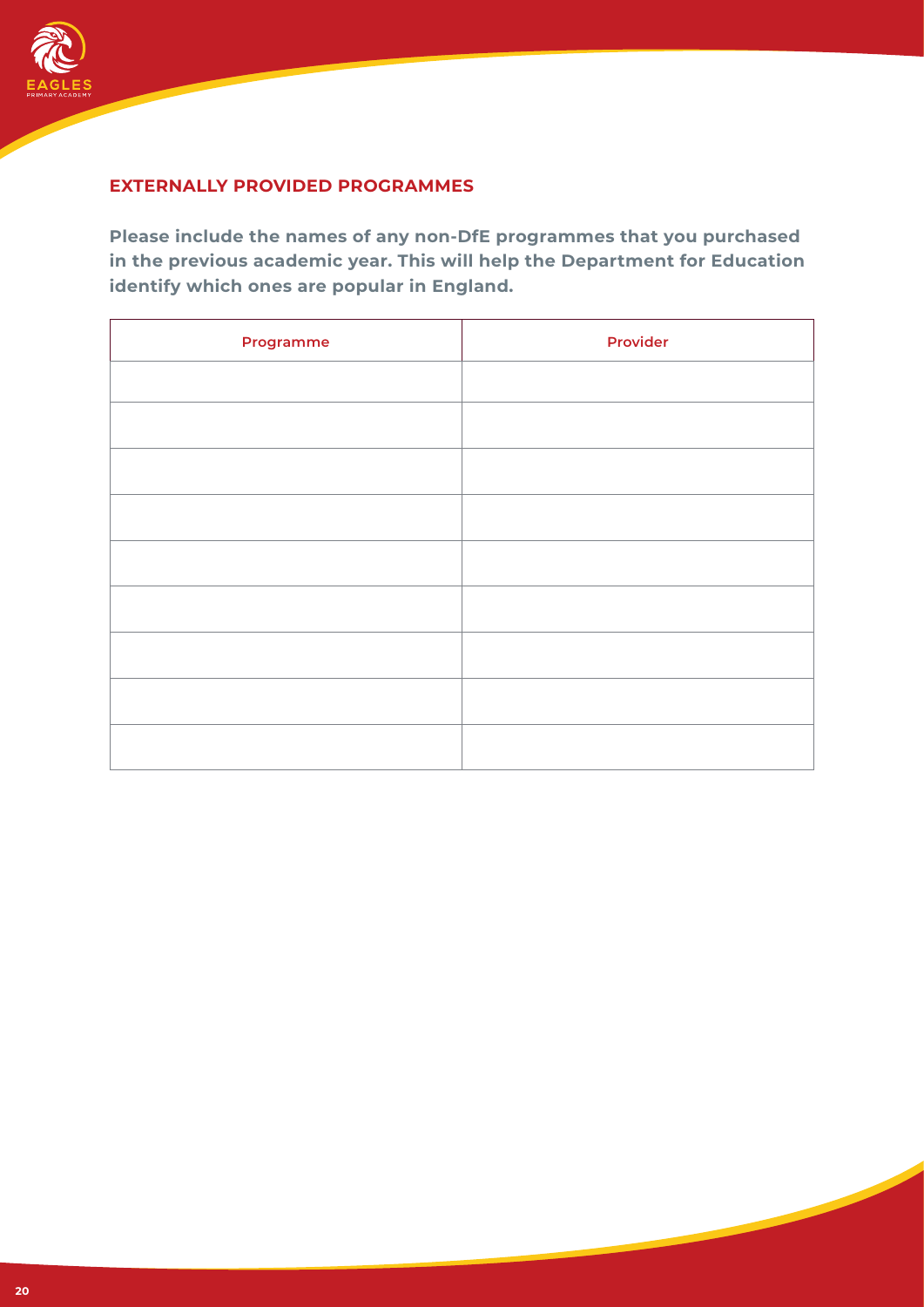## EXTERNALLY PROVIDED PROGRAMMES

**Please include the names of any non-DfE programmes that you purchased in the previous academic year. This will help the Department for Education identify which ones are popular in England.**

| Programme | Provider |
| --- | --- |
| | |
| | |
| | |
| | |
| | |
| | |
| | |
| | |
| | |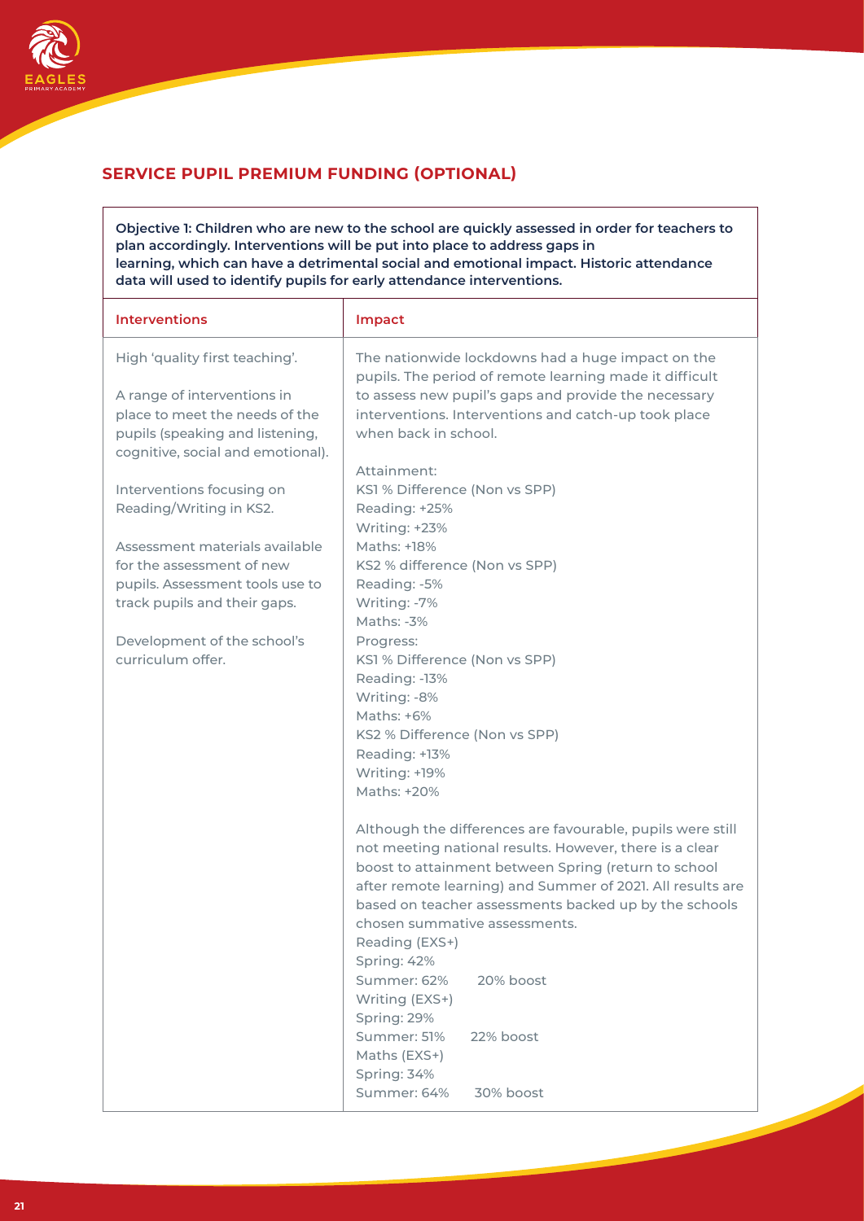## SERVICE PUPIL PREMIUM FUNDING (OPTIONAL)

**Objective 1: Children who are new to the school are quickly assessed in order for teachers to plan accordingly. Interventions will be put into place to address gaps in learning, which can have a detrimental social and emotional impact. Historic attendance data will used to identify pupils for early attendance interventions.**

| Interventions | Impact |
| --- | --- |
| High 'quality first teaching'.<br><br>A range of interventions in place to meet the needs of the pupils (speaking and listening, cognitive, social and emotional).<br><br>Interventions focusing on Reading/Writing in KS2.<br><br>Assessment materials available for the assessment of new pupils. Assessment tools use to track pupils and their gaps.<br><br>Development of the school's curriculum offer. | The nationwide lockdowns had a huge impact on the pupils. The period of remote learning made it difficult to assess new pupil's gaps and provide the necessary interventions. Interventions and catch-up took place when back in school.<br><br>Attainment:<br>KS1 % Difference (Non vs SPP)<br>Reading: +25%<br>Writing: +23%<br>Maths: +18%<br>KS2 % difference (Non vs SPP)<br>Reading: -5%<br>Writing: -7%<br>Maths: -3%<br>Progress:<br>KS1 % Difference (Non vs SPP)<br>Reading: -13%<br>Writing: -8%<br>Maths: +6%<br>KS2 % Difference (Non vs SPP)<br>Reading: +13%<br>Writing: +19%<br>Maths: +20%<br><br>Although the differences are favourable, pupils were still not meeting national results. However, there is a clear boost to attainment between Spring (return to school after remote learning) and Summer of 2021. All results are based on teacher assessments backed up by the schools chosen summative assessments.<br>Reading (EXS+)<br>Spring: 42%<br>Summer: 62% 20% boost<br>Writing (EXS+)<br>Spring: 29%<br>Summer: 51% 22% boost<br>Maths (EXS+)<br>Spring: 34%<br>Summer: 64% 30% boost |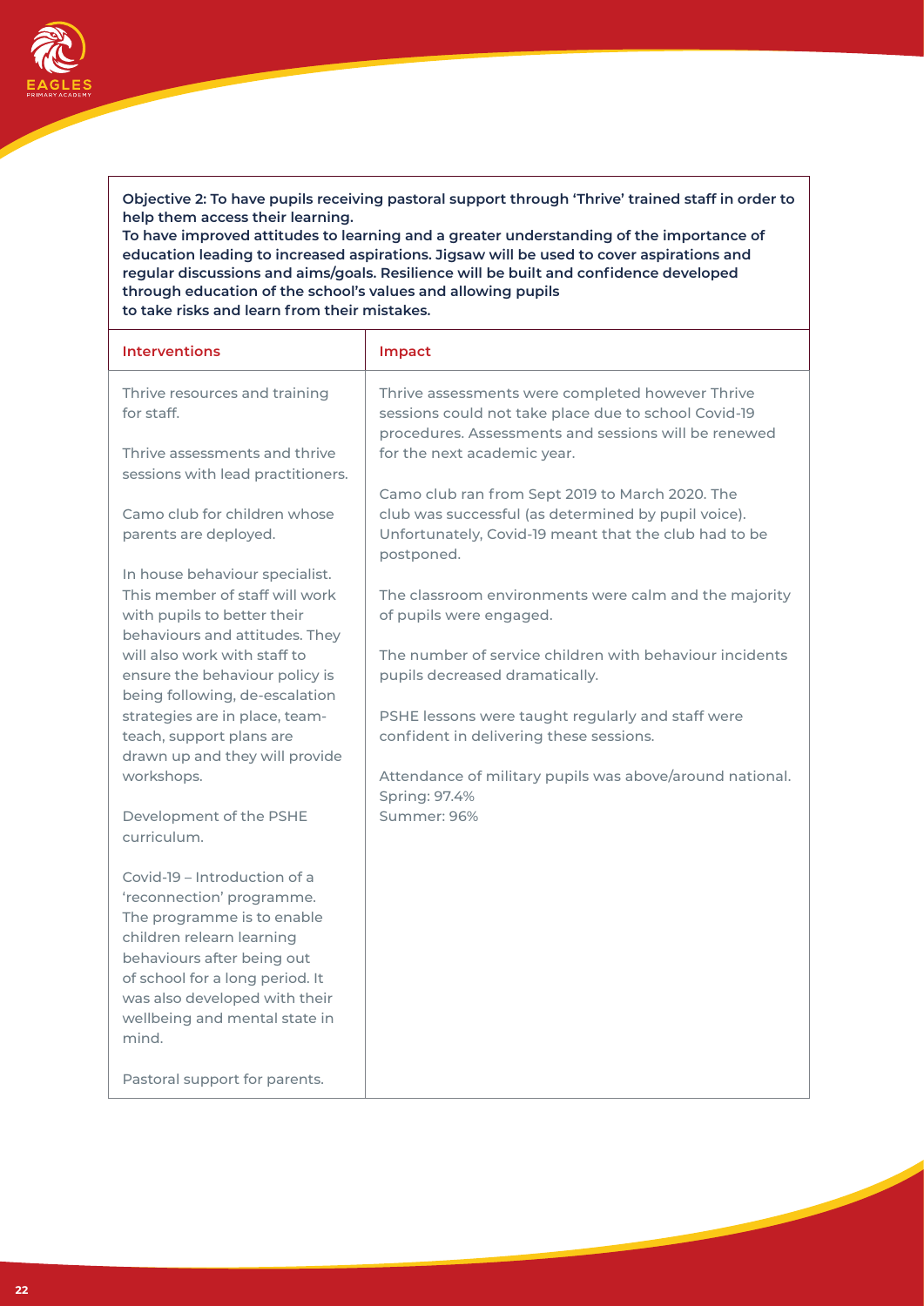**Objective 2: To have pupils receiving pastoral support through 'Thrive' trained staff in order to help them access their learning.**
**To have improved attitudes to learning and a greater understanding of the importance of education leading to increased aspirations. Jigsaw will be used to cover aspirations and regular discussions and aims/goals. Resilience will be built and confidence developed through education of the school's values and allowing pupils to take risks and learn from their mistakes.**

| Interventions | Impact |
|---|---|
| Thrive resources and training for staff.<br><br>Thrive assessments and thrive sessions with lead practitioners.<br><br>Camo club for children whose parents are deployed.<br><br>In house behaviour specialist. This member of staff will work with pupils to better their behaviours and attitudes. They will also work with staff to ensure the behaviour policy is being following, de-escalation strategies are in place, team-teach, support plans are drawn up and they will provide workshops.<br><br>Development of the PSHE curriculum.<br><br>Covid-19 – Introduction of a 'reconnection' programme. The programme is to enable children relearn learning behaviours after being out of school for a long period. It was also developed with their wellbeing and mental state in mind.<br><br>Pastoral support for parents. | Thrive assessments were completed however Thrive sessions could not take place due to school Covid-19 procedures. Assessments and sessions will be renewed for the next academic year.<br><br>Camo club ran from Sept 2019 to March 2020. The club was successful (as determined by pupil voice). Unfortunately, Covid-19 meant that the club had to be postponed.<br><br>The classroom environments were calm and the majority of pupils were engaged.<br><br>The number of service children with behaviour incidents pupils decreased dramatically.<br><br>PSHE lessons were taught regularly and staff were confident in delivering these sessions.<br><br>Attendance of military pupils was above/around national.<br>Spring: 97.4%<br>Summer: 96% |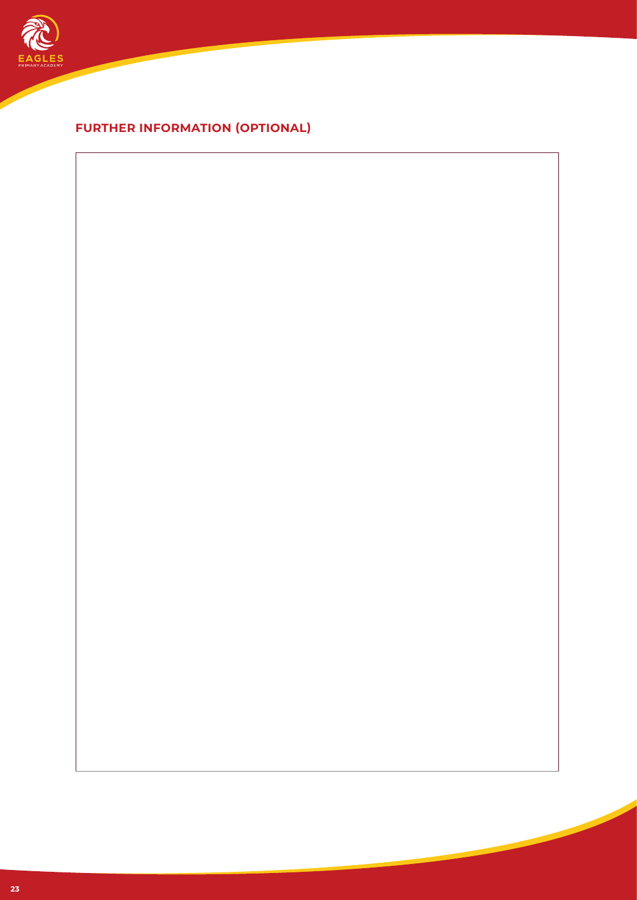## FURTHER INFORMATION (OPTIONAL)